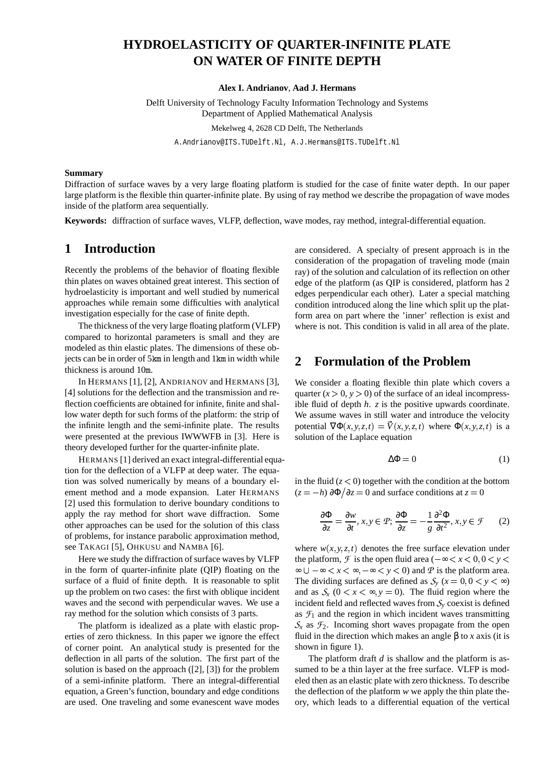# HYDROELASTICITY OF QUARTER-INFINITE PLATE ON WATER OF FINITE DEPTH

**Alex I. Andrianov**, **Aad J. Hermans**

Delft University of Technology Faculty Information Technology and Systems
Department of Applied Mathematical Analysis

Mekelweg 4, 2628 CD Delft, The Netherlands

A.Andrianov@ITS.TUDelft.Nl, A.J.Hermans@ITS.TUDelft.Nl

**Summary**

Diffraction of surface waves by a very large floating platform is studied for the case of finite water depth. In our paper large platform is the flexible thin quarter-infinite plate. By using of ray method we describe the propagation of wave modes inside of the platform area sequentially.

**Keywords:** diffraction of surface waves, VLFP, deflection, wave modes, ray method, integral-differential equation.

## 1 Introduction

Recently the problems of the behavior of floating flexible thin plates on waves obtained great interest. This section of hydroelasticity is important and well studied by numerical approaches while remain some difficulties with analytical investigation especially for the case of finite depth.

The thickness of the very large floating platform (VLFP) compared to horizontal parameters is small and they are modeled as thin elastic plates. The dimensions of these objects can be in order of 5km in length and 1km in width while thickness is around 10m.

In HERMANS [1], [2], ANDRIANOV and HERMANS [3], [4] solutions for the deflection and the transmission and reflection coefficients are obtained for infinite, finite and shallow water depth for such forms of the platform: the strip of the infinite length and the semi-infinite plate. The results were presented at the previous IWWWFB in [3]. Here is theory developed further for the quarter-infinite plate.

HERMANS [1] derived an exact integral-differential equation for the deflection of a VLFP at deep water. The equation was solved numerically by means of a boundary element method and a mode expansion. Later HERMANS [2] used this formulation to derive boundary conditions to apply the ray method for short wave diffraction. Some other approaches can be used for the solution of this class of problems, for instance parabolic approximation method, see TAKAGI [5], OHKUSU and NAMBA [6].

Here we study the diffraction of surface waves by VLFP in the form of quarter-infinite plate (QIP) floating on the surface of a fluid of finite depth. It is reasonable to split up the problem on two cases: the first with oblique incident waves and the second with perpendicular waves. We use a ray method for the solution which consists of 3 parts.

The platform is idealized as a plate with elastic properties of zero thickness. In this paper we ignore the effect of corner point. An analytical study is presented for the deflection in all parts of the solution. The first part of the solution is based on the approach ([2], [3]) for the problem of a semi-infinite platform. There an integral-differential equation, a Green's function, boundary and edge conditions are used. One traveling and some evanescent wave modes are considered. A specialty of present approach is in the consideration of the propagation of traveling mode (main ray) of the solution and calculation of its reflection on other edge of the platform (as QIP is considered, platform has 2 edges perpendicular each other). Later a special matching condition introduced along the line which split up the platform area on part where the 'inner' reflection is exist and where is not. This condition is valid in all area of the plate.

## 2 Formulation of the Problem

We consider a floating flexible thin plate which covers a quarter ($x > 0, y > 0$) of the surface of an ideal incompressible fluid of depth $h$. $z$ is the positive upwards coordinate. We assume waves in still water and introduce the velocity potential $\nabla\Phi(x,y,z,t) = \vec{V}(x,y,z,t)$ where $\Phi(x,y,z,t)$ is a solution of the Laplace equation

$$\Delta\Phi = 0 \tag{1}$$

in the fluid ($z < 0$) together with the condition at the bottom ($z = -h$) $\partial\Phi/\partial z = 0$ and surface conditions at $z = 0$

$$\frac{\partial\Phi}{\partial z} = \frac{\partial w}{\partial t},\, x,y \in \mathcal{P};\; \frac{\partial\Phi}{\partial z} = -\frac{1}{g}\frac{\partial^2\Phi}{\partial t^2},\, x,y \in \mathcal{F} \tag{2}$$

where $w(x,y,z,t)$ denotes the free surface elevation under the platform, $\mathcal{F}$ is the open fluid area ($-\infty < x < 0, 0 < y < \infty \cup -\infty < x < \infty, -\infty < y < 0$) and $\mathcal{P}$ is the platform area. The dividing surfaces are defined as $\mathcal{S}_y$ ($x = 0, 0 < y < \infty$) and as $\mathcal{S}_x$ ($0 < x < \infty, y = 0$). The fluid region where the incident field and reflected waves from $\mathcal{S}_y$ coexist is defined as $\mathcal{F}_1$ and the region in which incident waves transmitting $\mathcal{S}_x$ as $\mathcal{F}_2$. Incoming short waves propagate from the open fluid in the direction which makes an angle $\beta$ to $x$ axis (it is shown in figure 1).

The platform draft $d$ is shallow and the platform is assumed to be a thin layer at the free surface. VLFP is modeled then as an elastic plate with zero thickness. To describe the deflection of the platform $w$ we apply the thin plate theory, which leads to a differential equation of the vertical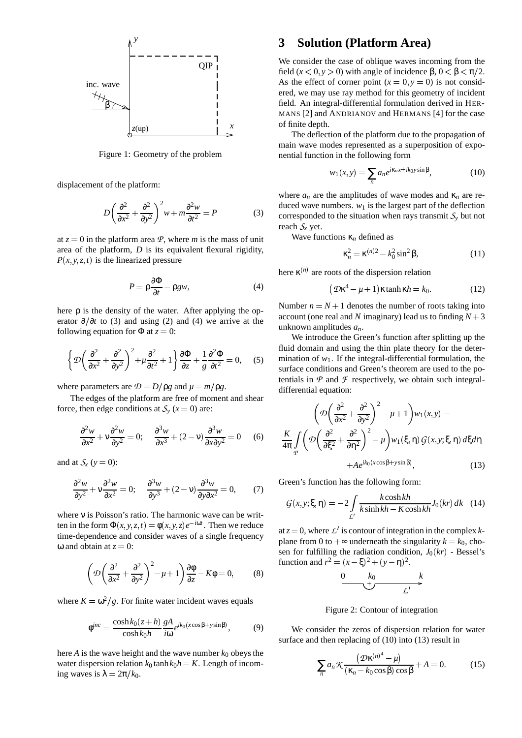Figure 1: Geometry of the problem

displacement of the platform:

$$D\left(\frac{\partial^2}{\partial x^2}+\frac{\partial^2}{\partial y^2}\right)^2 w + m\frac{\partial^2 w}{\partial t^2} = P \tag{3}$$

at $z=0$ in the platform area $\mathcal{P}$, where $m$ is the mass of unit area of the platform, $D$ is its equivalent flexural rigidity, $P(x,y,z,t)$ is the linearized pressure

$$P = \rho\frac{\partial\Phi}{\partial t} - \rho g w, \tag{4}$$

here $\rho$ is the density of the water. After applying the operator $\partial/\partial t$ to (3) and using (2) and (4) we arrive at the following equation for $\Phi$ at $z=0$:

$$\left\{\mathcal{D}\left(\frac{\partial^2}{\partial x^2}+\frac{\partial^2}{\partial y^2}\right)^2 + \mu\frac{\partial^2}{\partial t^2} + 1\right\}\frac{\partial\Phi}{\partial z} + \frac{1}{g}\frac{\partial^2\Phi}{\partial t^2} = 0, \tag{5}$$

where parameters are $\mathcal{D} = D/\rho g$ and $\mu = m/\rho g$.

The edges of the platform are free of moment and shear force, then edge conditions at $\mathcal{S}_y$ ($x=0$) are:

$$\frac{\partial^2 w}{\partial x^2} + \nu\frac{\partial^2 w}{\partial y^2} = 0; \quad \frac{\partial^3 w}{\partial x^3} + (2-\nu)\frac{\partial^3 w}{\partial x \partial y^2} = 0 \tag{6}$$

and at $\mathcal{S}_x$ ($y=0$):

$$\frac{\partial^2 w}{\partial y^2} + \nu\frac{\partial^2 w}{\partial x^2} = 0; \quad \frac{\partial^3 w}{\partial y^3} + (2-\nu)\frac{\partial^3 w}{\partial y \partial x^2} = 0, \tag{7}$$

where $\nu$ is Poisson's ratio. The harmonic wave can be written in the form $\Phi(x,y,z,t) = \phi(x,y,z)e^{-i\omega t}$. Then we reduce time-dependence and consider waves of a single frequency $\omega$ and obtain at $z=0$:

$$\left(\mathcal{D}\left(\frac{\partial^2}{\partial x^2}+\frac{\partial^2}{\partial y^2}\right)^2 - \mu + 1\right)\frac{\partial\phi}{\partial z} - K\phi = 0, \tag{8}$$

where $K = \omega^2/g$. For finite water incident waves equals

$$\phi^{inc} = \frac{\cosh k_0(z+h)}{\cosh k_0 h}\frac{gA}{i\omega}e^{ik_0(x\cos\beta + y\sin\beta)}, \tag{9}$$

here $A$ is the wave height and the wave number $k_0$ obeys the water dispersion relation $k_0\tanh k_0 h = K$. Length of incoming waves is $\lambda = 2\pi/k_0$.

## 3 Solution (Platform Area)

We consider the case of oblique waves incoming from the field ($x<0, y>0$) with angle of incidence $\beta$, $0<\beta<\pi/2$. As the effect of corner point ($x=0, y=0$) is not considered, we may use ray method for this geometry of incident field. An integral-differential formulation derived in HERMANS [2] and ANDRIANOV and HERMANS [4] for the case of finite depth.

The deflection of the platform due to the propagation of main wave modes represented as a superposition of exponential function in the following form

$$w_1(x,y) = \sum_n a_n e^{i\kappa_n x + ik_0 y\sin\beta}, \tag{10}$$

where $a_n$ are the amplitudes of wave modes and $\kappa_n$ are reduced wave numbers. $w_1$ is the largest part of the deflection corresponded to the situation when rays transmit $\mathcal{S}_y$ but not reach $\mathcal{S}_x$ yet.

Wave functions $\kappa_n$ defined as

$$\kappa_n^2 = \kappa^{(n)2} - k_0^2\sin^2\beta, \tag{11}$$

here $\kappa^{(n)}$ are roots of the dispersion relation

$$\left(\mathcal{D}\kappa^4 - \mu + 1\right)\kappa\tanh\kappa h = k_0. \tag{12}$$

Number $n = N+1$ denotes the number of roots taking into account (one real and $N$ imaginary) lead us to finding $N+3$ unknown amplitudes $a_n$.

We introduce the Green's function after splitting up the fluid domain and using the thin plate theory for the determination of $w_1$. If the integral-differential formulation, the surface conditions and Green's theorem are used to the potentials in $\mathcal{P}$ and $\mathcal{F}$ respectively, we obtain such integral-differential equation:

$$\left(\mathcal{D}\left(\frac{\partial^2}{\partial x^2}+\frac{\partial^2}{\partial y^2}\right)^2 - \mu + 1\right)w_1(x,y) = \frac{K}{4\pi}\int_{\mathcal{P}}\left(\mathcal{D}\left(\frac{\partial^2}{\partial \xi^2}+\frac{\partial^2}{\partial \eta^2}\right)^2 - \mu\right)w_1(\xi,\eta)\,\mathcal{G}(x,y;\xi,\eta)\,d\xi d\eta + Ae^{ik_0(x\cos\beta + y\sin\beta)}, \tag{13}$$

Green's function has the following form:

$$\mathcal{G}(x,y;\xi,\eta) = -2\int_{\mathcal{L}'}\frac{k\cosh kh}{k\sinh kh - K\cosh kh}J_0(kr)\,dk \tag{14}$$

at $z=0$, where $\mathcal{L}'$ is contour of integration in the complex $k$-plane from 0 to $+\infty$ underneath the singularity $k=k_0$, chosen for fulfilling the radiation condition, $J_0(kr)$ - Bessel's function and $r^2 = (x-\xi)^2 + (y-\eta)^2$.

Figure 2: Contour of integration

We consider the zeros of dispersion relation for water surface and then replacing of (10) into (13) result in

$$\sum_n a_n \mathcal{K}\frac{\left(\mathcal{D}\kappa^{(n)^4} - \mu\right)}{(\kappa_n - k_0\cos\beta)\cos\beta} + A = 0. \tag{15}$$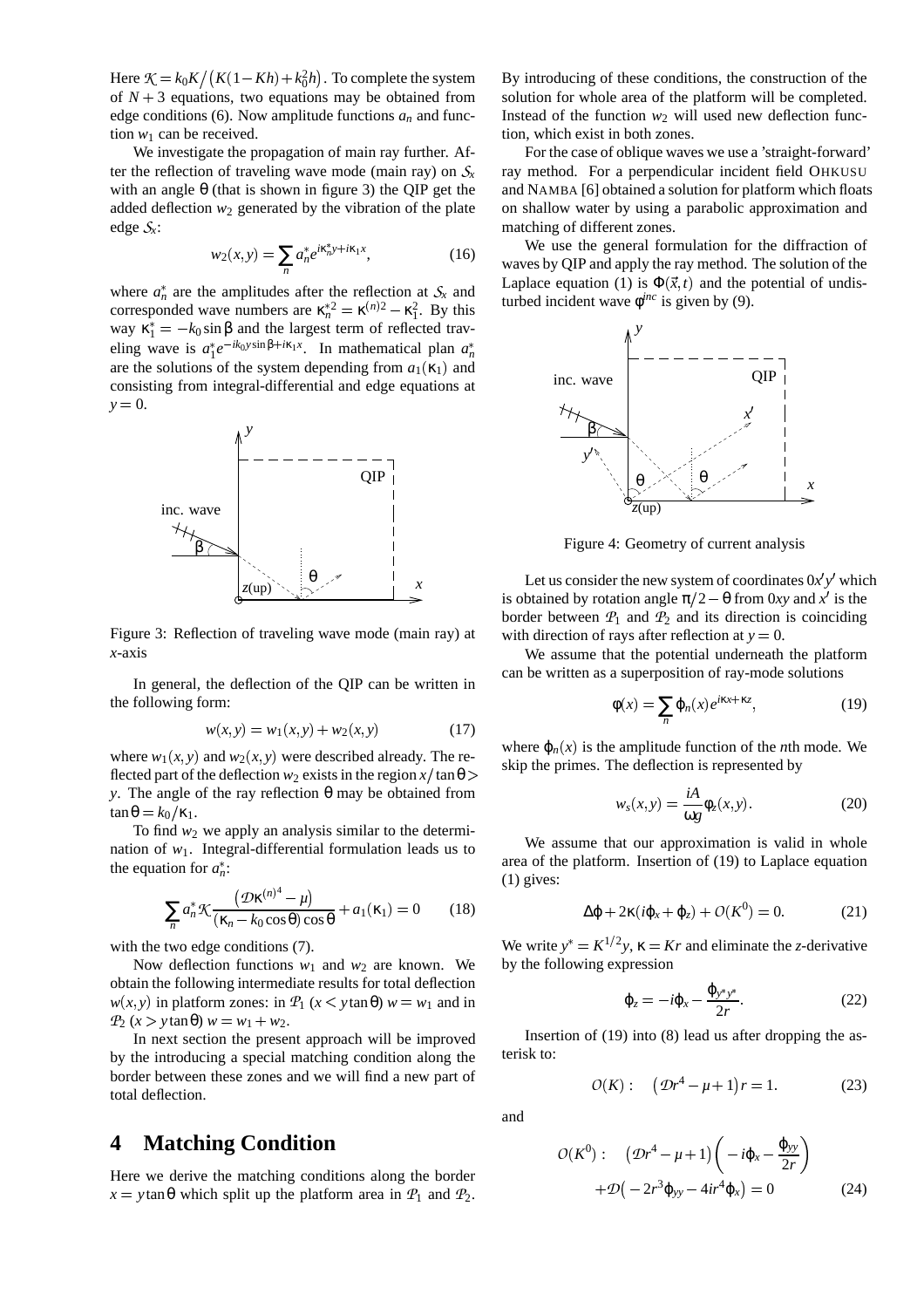Here $\mathcal{K} = k_0 K/\big(K(1-Kh)+k_0^2 h\big)$. To complete the system of $N+3$ equations, two equations may be obtained from edge conditions (6). Now amplitude functions $a_n$ and function $w_1$ can be received.

We investigate the propagation of main ray further. After the reflection of traveling wave mode (main ray) on $\mathcal{S}_x$ with an angle $\theta$ (that is shown in figure 3) the QIP get the added deflection $w_2$ generated by the vibration of the plate edge $\mathcal{S}_x$:

$$w_2(x,y) = \sum_n a_n^* e^{i\kappa_n^* y + i\kappa_1 x}, \tag{16}$$

where $a_n^*$ are the amplitudes after the reflection at $\mathcal{S}_x$ and corresponded wave numbers are $\kappa_n^{*2} = \kappa^{(n)2} - \kappa_1^2$. By this way $\kappa_1^* = -k_0 \sin\beta$ and the largest term of reflected traveling wave is $a_1^* e^{-ik_0 y \sin\beta + i\kappa_1 x}$. In mathematical plan $a_n^*$ are the solutions of the system depending from $a_1(\kappa_1)$ and consisting from integral-differential and edge equations at $y = 0$.

Figure 3: Reflection of traveling wave mode (main ray) at $x$-axis

In general, the deflection of the QIP can be written in the following form:

$$w(x,y) = w_1(x,y) + w_2(x,y) \tag{17}$$

where $w_1(x,y)$ and $w_2(x,y)$ were described already. The reflected part of the deflection $w_2$ exists in the region $x/\tan\theta > y$. The angle of the ray reflection $\theta$ may be obtained from $\tan\theta = k_0/\kappa_1$.

To find $w_2$ we apply an analysis similar to the determination of $w_1$. Integral-differential formulation leads us to the equation for $a_n^*$:

$$\sum_n a_n^* \mathcal{K} \frac{\big(\mathcal{D}\kappa^{(n)4} - \mu\big)}{(\kappa_n - k_0\cos\theta)\cos\theta} + a_1(\kappa_1) = 0 \tag{18}$$

with the two edge conditions (7).

Now deflection functions $w_1$ and $w_2$ are known. We obtain the following intermediate results for total deflection $w(x,y)$ in platform zones: in $\mathcal{P}_1$ ($x < y\tan\theta$) $w = w_1$ and in $\mathcal{P}_2$ ($x > y\tan\theta$) $w = w_1 + w_2$.

In next section the present approach will be improved by the introducing a special matching condition along the border between these zones and we will find a new part of total deflection.

# 4 Matching Condition

Here we derive the matching conditions along the border $x = y\tan\theta$ which split up the platform area in $\mathcal{P}_1$ and $\mathcal{P}_2$. By introducing of these conditions, the construction of the solution for whole area of the platform will be completed. Instead of the function $w_2$ will used new deflection function, which exist in both zones.

For the case of oblique waves we use a 'straight-forward' ray method. For a perpendicular incident field OHKUSU and NAMBA [6] obtained a solution for platform which floats on shallow water by using a parabolic approximation and matching of different zones.

We use the general formulation for the diffraction of waves by QIP and apply the ray method. The solution of the Laplace equation (1) is $\Phi(\vec{x},t)$ and the potential of undisturbed incident wave $\phi^{inc}$ is given by (9).

Figure 4: Geometry of current analysis

Let us consider the new system of coordinates $0x'y'$ which is obtained by rotation angle $\pi/2 - \theta$ from $0xy$ and $x'$ is the border between $\mathcal{P}_1$ and $\mathcal{P}_2$ and its direction is coinciding with direction of rays after reflection at $y = 0$.

We assume that the potential underneath the platform can be written as a superposition of ray-mode solutions

$$\phi(x) = \sum_n \varphi_n(x) e^{i\kappa x + \kappa z}, \tag{19}$$

where $\varphi_n(x)$ is the amplitude function of the $n$th mode. We skip the primes. The deflection is represented by

$$w_s(x,y) = \frac{iA}{\omega g}\phi_z(x,y). \tag{20}$$

We assume that our approximation is valid in whole area of the platform. Insertion of (19) to Laplace equation (1) gives:

$$\Delta\varphi + 2\kappa(i\varphi_x + \varphi_z) + \mathcal{O}(K^0) = 0. \tag{21}$$

We write $y^* = K^{1/2}y$, $\kappa = Kr$ and eliminate the $z$-derivative by the following expression

$$\varphi_z = -i\varphi_x - \frac{\varphi_{y^*y^*}}{2r}. \tag{22}$$

Insertion of (19) into (8) lead us after dropping the asterisk to:

$$\mathcal{O}(K): \quad \big(\mathcal{D}r^4 - \mu + 1\big)r = 1. \tag{23}$$

and

$$\begin{aligned}\mathcal{O}(K^0): \quad & \big(\mathcal{D}r^4 - \mu + 1\big)\left(-i\varphi_x - \frac{\varphi_{yy}}{2r}\right) \\ & + \mathcal{D}\big(-2r^3\varphi_{yy} - 4ir^4\varphi_x\big) = 0\end{aligned} \tag{24}$$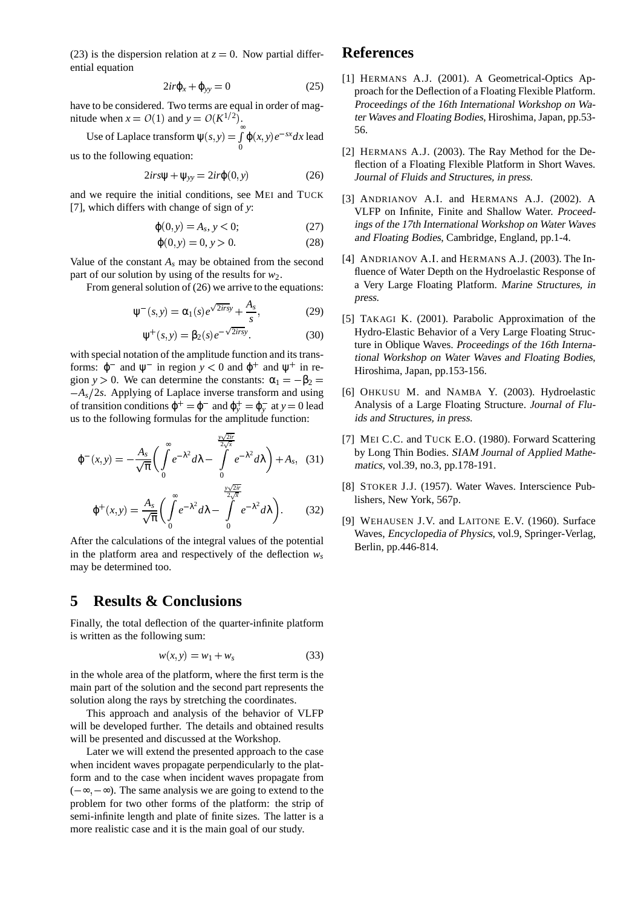(23) is the dispersion relation at $z = 0$. Now partial differential equation

$$2ir\varphi_x + \varphi_{yy} = 0 \tag{25}$$

have to be considered. Two terms are equal in order of magnitude when $x = O(1)$ and $y = O(K^{1/2})$.

Use of Laplace transform $\psi(s,y) = \int_0^\infty \varphi(x,y)e^{-sx}dx$ lead us to the following equation:

$$2irs\psi + \psi_{yy} = 2ir\varphi(0,y) \tag{26}$$

and we require the initial conditions, see MEI and TUCK [7], which differs with change of sign of $y$:

$$\varphi(0,y) = A_s,\, y < 0; \tag{27}$$

$$\varphi(0,y) = 0,\, y > 0. \tag{28}$$

Value of the constant $A_s$ may be obtained from the second part of our solution by using of the results for $w_2$.

From general solution of (26) we arrive to the equations:

$$\psi^-(s,y) = \alpha_1(s)e^{\sqrt{2irs}y} + \frac{A_s}{s}, \tag{29}$$

$$\psi^+(s,y) = \beta_2(s)e^{-\sqrt{2irs}y}. \tag{30}$$

with special notation of the amplitude function and its transforms: $\varphi^-$ and $\psi^-$ in region $y < 0$ and $\varphi^+$ and $\psi^+$ in region $y > 0$. We can determine the constants: $\alpha_1 = -\beta_2 = -A_s/2s$. Applying of Laplace inverse transform and using of transition conditions $\varphi^+ = \varphi^-$ and $\varphi_y^+ = \varphi_y^-$ at $y = 0$ lead us to the following formulas for the amplitude function:

$$\varphi^-(x,y) = -\frac{A_s}{\sqrt{\pi}}\left(\int_0^\infty e^{-\lambda^2}d\lambda - \int_0^{\frac{y\sqrt{2ir}}{2\sqrt{x}}} e^{-\lambda^2}d\lambda\right) + A_s, \tag{31}$$

$$\varphi^+(x,y) = \frac{A_s}{\sqrt{\pi}}\left(\int_0^\infty e^{-\lambda^2}d\lambda - \int_0^{\frac{y\sqrt{2ir}}{2\sqrt{x}}} e^{-\lambda^2}d\lambda\right). \tag{32}$$

After the calculations of the integral values of the potential in the platform area and respectively of the deflection $w_s$ may be determined too.

## 5 Results & Conclusions

Finally, the total deflection of the quarter-infinite platform is written as the following sum:

$$w(x,y) = w_1 + w_s \tag{33}$$

in the whole area of the platform, where the first term is the main part of the solution and the second part represents the solution along the rays by stretching the coordinates.

This approach and analysis of the behavior of VLFP will be developed further. The details and obtained results will be presented and discussed at the Workshop.

Later we will extend the presented approach to the case when incident waves propagate perpendicularly to the platform and to the case when incident waves propagate from $(-\infty, -\infty)$. The same analysis we are going to extend to the problem for two other forms of the platform: the strip of semi-infinite length and plate of finite sizes. The latter is a more realistic case and it is the main goal of our study.

## References

[1] HERMANS A.J. (2001). A Geometrical-Optics Approach for the Deflection of a Floating Flexible Platform. *Proceedings of the 16th International Workshop on Water Waves and Floating Bodies*, Hiroshima, Japan, pp.53-56.

[2] HERMANS A.J. (2003). The Ray Method for the Deflection of a Floating Flexible Platform in Short Waves. *Journal of Fluids and Structures, in press.*

[3] ANDRIANOV A.I. and HERMANS A.J. (2002). A VLFP on Infinite, Finite and Shallow Water. *Proceedings of the 17th International Workshop on Water Waves and Floating Bodies*, Cambridge, England, pp.1-4.

[4] ANDRIANOV A.I. and HERMANS A.J. (2003). The Influence of Water Depth on the Hydroelastic Response of a Very Large Floating Platform. *Marine Structures, in press.*

[5] TAKAGI K. (2001). Parabolic Approximation of the Hydro-Elastic Behavior of a Very Large Floating Structure in Oblique Waves. *Proceedings of the 16th International Workshop on Water Waves and Floating Bodies*, Hiroshima, Japan, pp.153-156.

[6] OHKUSU M. and NAMBA Y. (2003). Hydroelastic Analysis of a Large Floating Structure. *Journal of Fluids and Structures, in press.*

[7] MEI C.C. and TUCK E.O. (1980). Forward Scattering by Long Thin Bodies. *SIAM Journal of Applied Mathematics*, vol.39, no.3, pp.178-191.

[8] STOKER J.J. (1957). Water Waves. Interscience Publishers, New York, 567p.

[9] WEHAUSEN J.V. and LAITONE E.V. (1960). Surface Waves, *Encyclopedia of Physics*, vol.9, Springer-Verlag, Berlin, pp.446-814.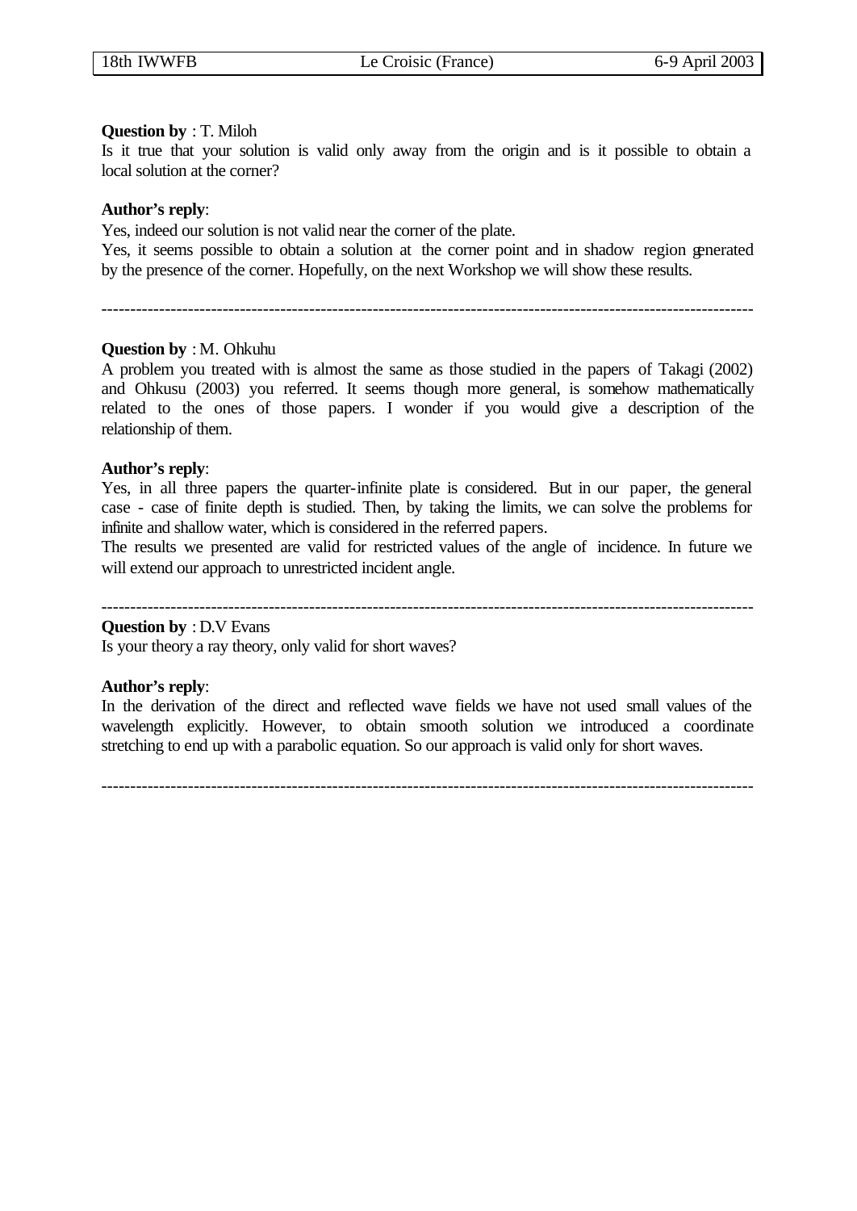**Question by** : T. Miloh

Is it true that your solution is valid only away from the origin and is it possible to obtain a local solution at the corner?

**Author's reply**:

Yes, indeed our solution is not valid near the corner of the plate.

Yes, it seems possible to obtain a solution at the corner point and in shadow region generated by the presence of the corner. Hopefully, on the next Workshop we will show these results.

---

**Question by** : M. Ohkuhu

A problem you treated with is almost the same as those studied in the papers of Takagi (2002) and Ohkusu (2003) you referred. It seems though more general, is somehow mathematically related to the ones of those papers. I wonder if you would give a description of the relationship of them.

**Author's reply**:

Yes, in all three papers the quarter-infinite plate is considered. But in our paper, the general case - case of finite depth is studied. Then, by taking the limits, we can solve the problems for infinite and shallow water, which is considered in the referred papers.

The results we presented are valid for restricted values of the angle of incidence. In future we will extend our approach to unrestricted incident angle.

---

**Question by** : D.V Evans

Is your theory a ray theory, only valid for short waves?

**Author's reply**:

In the derivation of the direct and reflected wave fields we have not used small values of the wavelength explicitly. However, to obtain smooth solution we introduced a coordinate stretching to end up with a parabolic equation. So our approach is valid only for short waves.

---